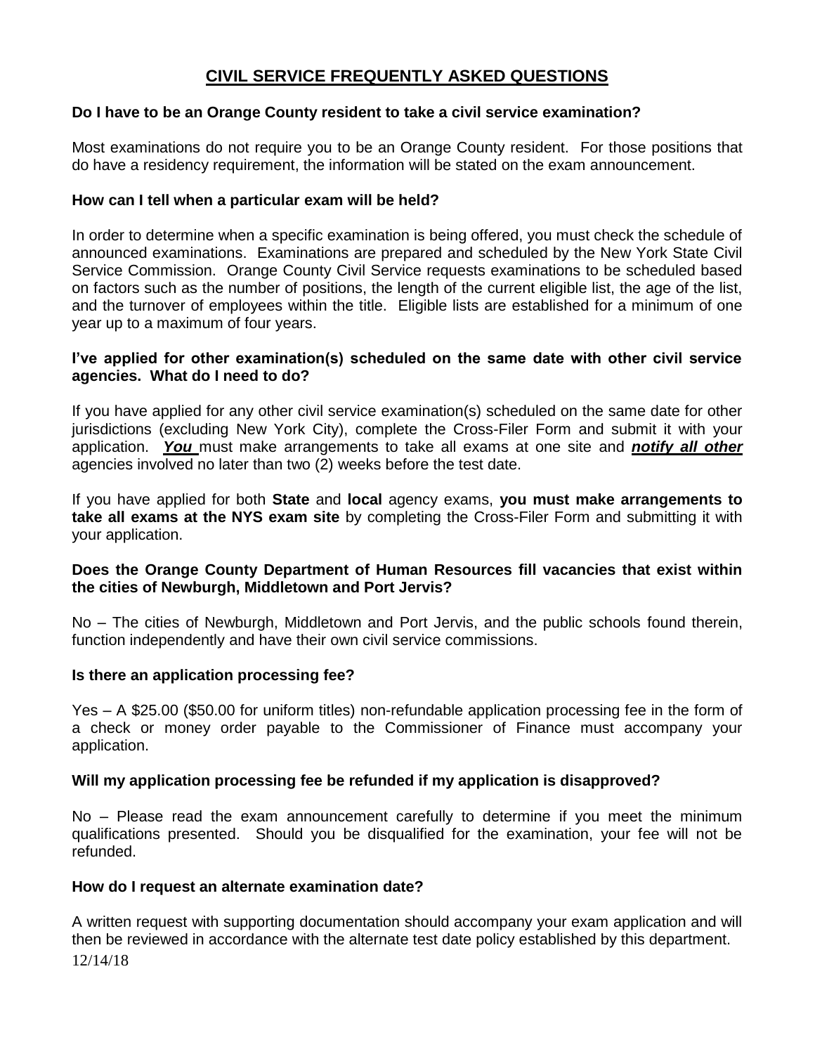# CIVIL SERVICE FREQUENTLY ASKED QUESTIONS

**Do I have to be an Orange County resident to take a civil service examination?**

Most examinations do not require you to be an Orange County resident. For those positions that do have a residency requirement, the information will be stated on the exam announcement.

**How can I tell when a particular exam will be held?**

In order to determine when a specific examination is being offered, you must check the schedule of announced examinations. Examinations are prepared and scheduled by the New York State Civil Service Commission. Orange County Civil Service requests examinations to be scheduled based on factors such as the number of positions, the length of the current eligible list, the age of the list, and the turnover of employees within the title. Eligible lists are established for a minimum of one year up to a maximum of four years.

**I've applied for other examination(s) scheduled on the same date with other civil service agencies. What do I need to do?**

If you have applied for any other civil service examination(s) scheduled on the same date for other jurisdictions (excluding New York City), complete the Cross-Filer Form and submit it with your application. ***You*** must make arrangements to take all exams at one site and ***notify all other*** agencies involved no later than two (2) weeks before the test date.

If you have applied for both **State** and **local** agency exams, **you must make arrangements to take all exams at the NYS exam site** by completing the Cross-Filer Form and submitting it with your application.

**Does the Orange County Department of Human Resources fill vacancies that exist within the cities of Newburgh, Middletown and Port Jervis?**

No – The cities of Newburgh, Middletown and Port Jervis, and the public schools found therein, function independently and have their own civil service commissions.

**Is there an application processing fee?**

Yes – A $25.00 ($50.00 for uniform titles) non-refundable application processing fee in the form of a check or money order payable to the Commissioner of Finance must accompany your application.

**Will my application processing fee be refunded if my application is disapproved?**

No – Please read the exam announcement carefully to determine if you meet the minimum qualifications presented. Should you be disqualified for the examination, your fee will not be refunded.

**How do I request an alternate examination date?**

A written request with supporting documentation should accompany your exam application and will then be reviewed in accordance with the alternate test date policy established by this department.

12/14/18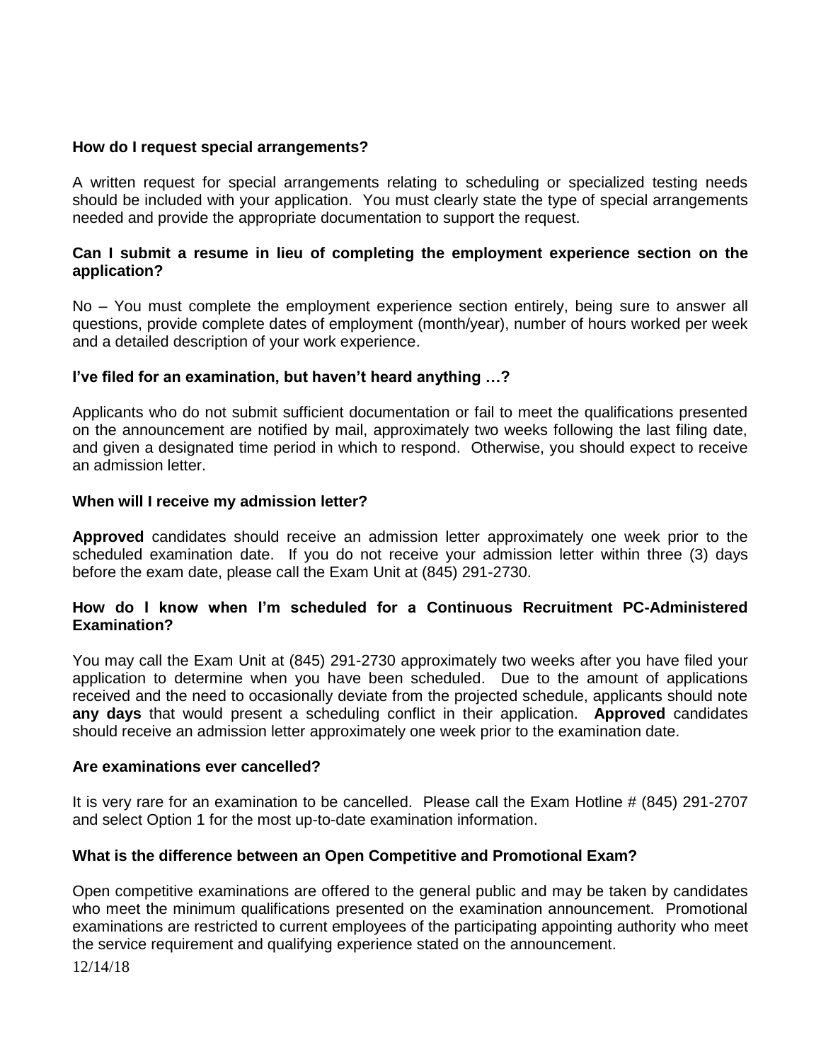**How do I request special arrangements?**

A written request for special arrangements relating to scheduling or specialized testing needs should be included with your application. You must clearly state the type of special arrangements needed and provide the appropriate documentation to support the request.

**Can I submit a resume in lieu of completing the employment experience section on the application?**

No – You must complete the employment experience section entirely, being sure to answer all questions, provide complete dates of employment (month/year), number of hours worked per week and a detailed description of your work experience.

**I've filed for an examination, but haven't heard anything …?**

Applicants who do not submit sufficient documentation or fail to meet the qualifications presented on the announcement are notified by mail, approximately two weeks following the last filing date, and given a designated time period in which to respond. Otherwise, you should expect to receive an admission letter.

**When will I receive my admission letter?**

**Approved** candidates should receive an admission letter approximately one week prior to the scheduled examination date. If you do not receive your admission letter within three (3) days before the exam date, please call the Exam Unit at (845) 291-2730.

**How do I know when I'm scheduled for a Continuous Recruitment PC-Administered Examination?**

You may call the Exam Unit at (845) 291-2730 approximately two weeks after you have filed your application to determine when you have been scheduled. Due to the amount of applications received and the need to occasionally deviate from the projected schedule, applicants should note **any days** that would present a scheduling conflict in their application. **Approved** candidates should receive an admission letter approximately one week prior to the examination date.

**Are examinations ever cancelled?**

It is very rare for an examination to be cancelled. Please call the Exam Hotline # (845) 291-2707 and select Option 1 for the most up-to-date examination information.

**What is the difference between an Open Competitive and Promotional Exam?**

Open competitive examinations are offered to the general public and may be taken by candidates who meet the minimum qualifications presented on the examination announcement. Promotional examinations are restricted to current employees of the participating appointing authority who meet the service requirement and qualifying experience stated on the announcement.

12/14/18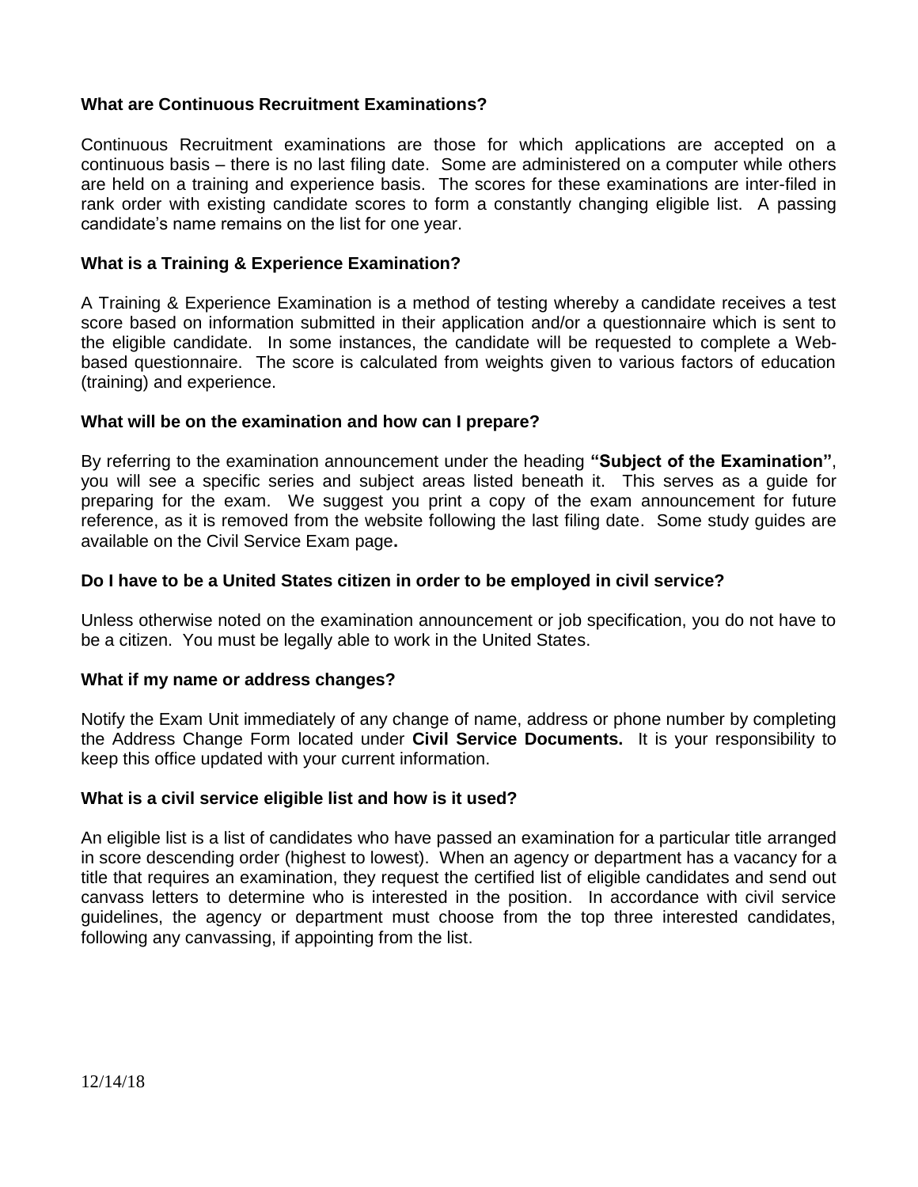**What are Continuous Recruitment Examinations?**

Continuous Recruitment examinations are those for which applications are accepted on a continuous basis – there is no last filing date. Some are administered on a computer while others are held on a training and experience basis. The scores for these examinations are inter-filed in rank order with existing candidate scores to form a constantly changing eligible list. A passing candidate's name remains on the list for one year.

**What is a Training & Experience Examination?**

A Training & Experience Examination is a method of testing whereby a candidate receives a test score based on information submitted in their application and/or a questionnaire which is sent to the eligible candidate. In some instances, the candidate will be requested to complete a Web-based questionnaire. The score is calculated from weights given to various factors of education (training) and experience.

**What will be on the examination and how can I prepare?**

By referring to the examination announcement under the heading **"Subject of the Examination"**, you will see a specific series and subject areas listed beneath it. This serves as a guide for preparing for the exam. We suggest you print a copy of the exam announcement for future reference, as it is removed from the website following the last filing date. Some study guides are available on the Civil Service Exam page**.**

**Do I have to be a United States citizen in order to be employed in civil service?**

Unless otherwise noted on the examination announcement or job specification, you do not have to be a citizen. You must be legally able to work in the United States.

**What if my name or address changes?**

Notify the Exam Unit immediately of any change of name, address or phone number by completing the Address Change Form located under **Civil Service Documents.** It is your responsibility to keep this office updated with your current information.

**What is a civil service eligible list and how is it used?**

An eligible list is a list of candidates who have passed an examination for a particular title arranged in score descending order (highest to lowest). When an agency or department has a vacancy for a title that requires an examination, they request the certified list of eligible candidates and send out canvass letters to determine who is interested in the position. In accordance with civil service guidelines, the agency or department must choose from the top three interested candidates, following any canvassing, if appointing from the list.

12/14/18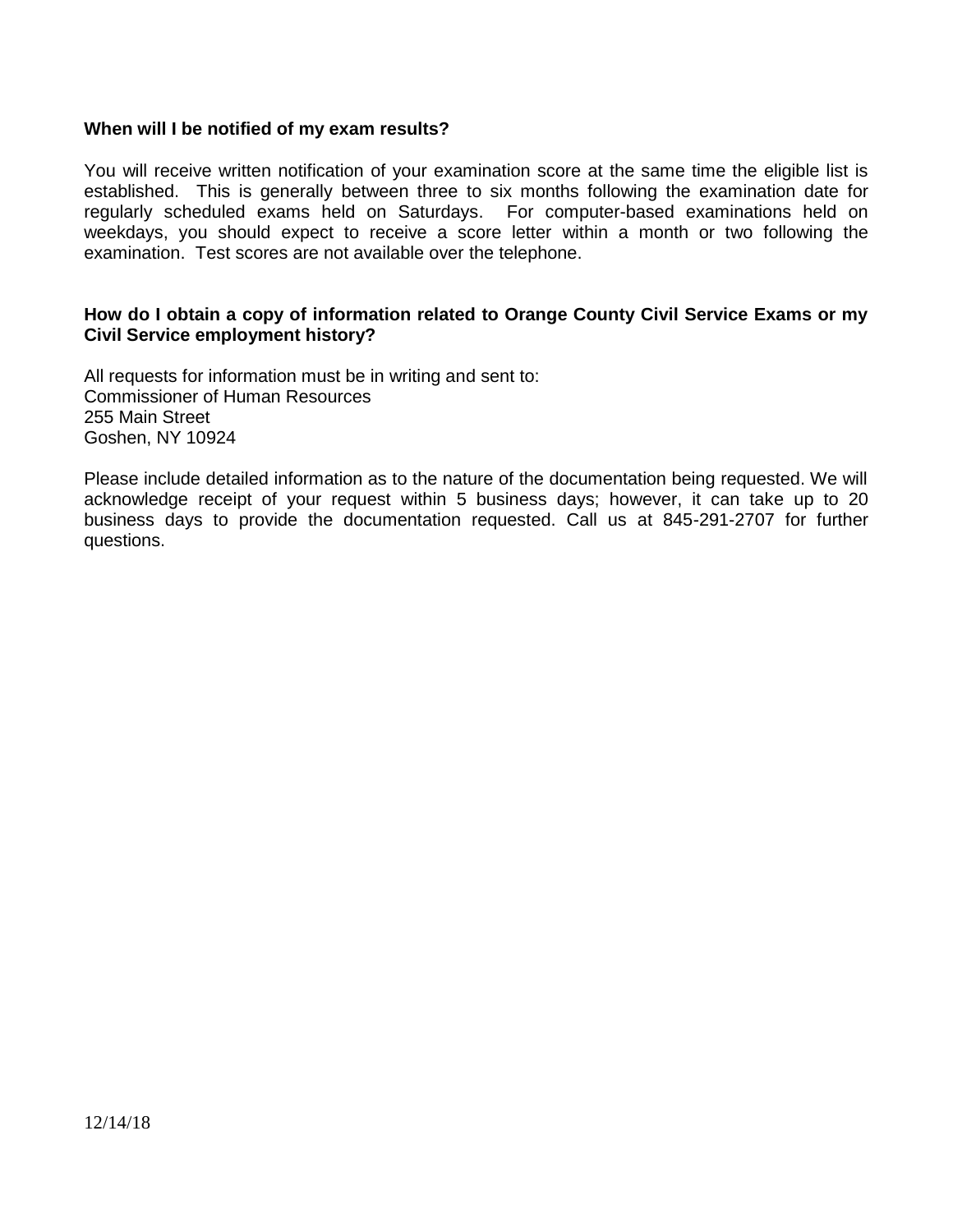**When will I be notified of my exam results?**

You will receive written notification of your examination score at the same time the eligible list is established. This is generally between three to six months following the examination date for regularly scheduled exams held on Saturdays. For computer-based examinations held on weekdays, you should expect to receive a score letter within a month or two following the examination. Test scores are not available over the telephone.

**How do I obtain a copy of information related to Orange County Civil Service Exams or my Civil Service employment history?**

All requests for information must be in writing and sent to:
Commissioner of Human Resources
255 Main Street
Goshen, NY 10924

Please include detailed information as to the nature of the documentation being requested. We will acknowledge receipt of your request within 5 business days; however, it can take up to 20 business days to provide the documentation requested. Call us at 845-291-2707 for further questions.

12/14/18